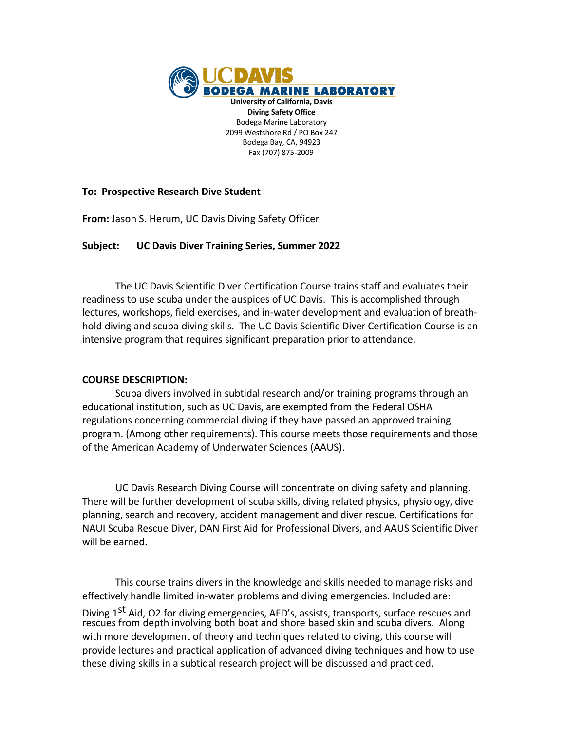**UCDAVIS**
**BODEGA MARINE LABORATORY**

**University of California, Davis**
**Diving Safety Office**
Bodega Marine Laboratory
2099 Westshore Rd / PO Box 247
Bodega Bay, CA, 94923
Fax (707) 875-2009

**To: Prospective Research Dive Student**

**From:** Jason S. Herum, UC Davis Diving Safety Officer

**Subject: UC Davis Diver Training Series, Summer 2022**

The UC Davis Scientific Diver Certification Course trains staff and evaluates their readiness to use scuba under the auspices of UC Davis. This is accomplished through lectures, workshops, field exercises, and in-water development and evaluation of breath-hold diving and scuba diving skills. The UC Davis Scientific Diver Certification Course is an intensive program that requires significant preparation prior to attendance.

**COURSE DESCRIPTION:**

Scuba divers involved in subtidal research and/or training programs through an educational institution, such as UC Davis, are exempted from the Federal OSHA regulations concerning commercial diving if they have passed an approved training program. (Among other requirements). This course meets those requirements and those of the American Academy of Underwater Sciences (AAUS).

UC Davis Research Diving Course will concentrate on diving safety and planning. There will be further development of scuba skills, diving related physics, physiology, dive planning, search and recovery, accident management and diver rescue. Certifications for NAUI Scuba Rescue Diver, DAN First Aid for Professional Divers, and AAUS Scientific Diver will be earned.

This course trains divers in the knowledge and skills needed to manage risks and effectively handle limited in-water problems and diving emergencies. Included are: Diving 1st Aid, O2 for diving emergencies, AED's, assists, transports, surface rescues and rescues from depth involving both boat and shore based skin and scuba divers. Along with more development of theory and techniques related to diving, this course will provide lectures and practical application of advanced diving techniques and how to use these diving skills in a subtidal research project will be discussed and practiced.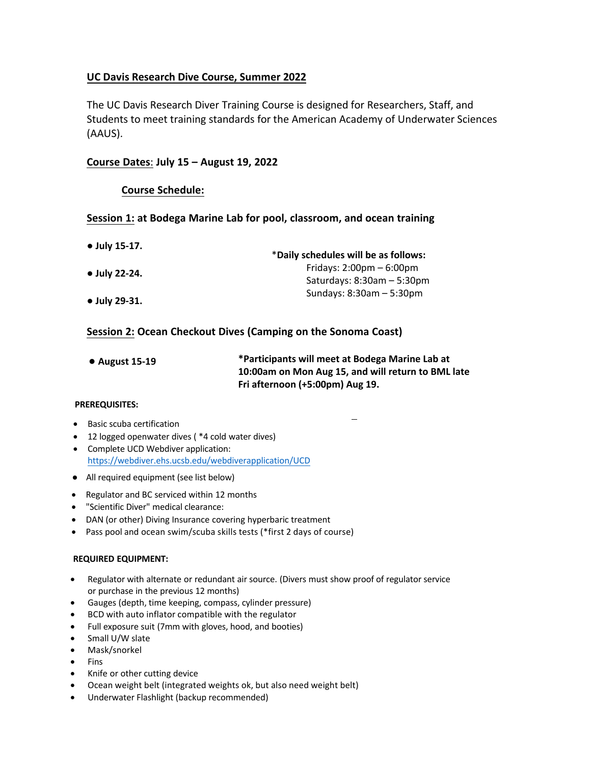## UC Davis Research Dive Course, Summer 2022

The UC Davis Research Diver Training Course is designed for Researchers, Staff, and Students to meet training standards for the American Academy of Underwater Sciences (AAUS).

**Course Dates**: **July 15 – August 19, 2022**

### Course Schedule:

**Session 1: at Bodega Marine Lab for pool, classroom, and ocean training**

- **July 15-17.**
- **July 22-24.**
- **July 29-31.**

*__Daily schedules will be as follows:__
Fridays: 2:00pm – 6:00pm
Saturdays: 8:30am – 5:30pm
Sundays: 8:30am – 5:30pm

**Session 2: Ocean Checkout Dives (Camping on the Sonoma Coast)**

- **August 15-19**

**\*Participants will meet at Bodega Marine Lab at 10:00am on Mon Aug 15, and will return to BML late Fri afternoon (+5:00pm) Aug 19.**

**PREREQUISITES:**

- Basic scuba certification
- 12 logged openwater dives ( *4 cold water dives)
- Complete UCD Webdiver application: https://webdiver.ehs.ucsb.edu/webdiverapplication/UCD
- All required equipment (see list below)
- Regulator and BC serviced within 12 months
- "Scientific Diver" medical clearance:
- DAN (or other) Diving Insurance covering hyperbaric treatment
- Pass pool and ocean swim/scuba skills tests (*first 2 days of course)

**REQUIRED EQUIPMENT:**

- Regulator with alternate or redundant air source. (Divers must show proof of regulator service or purchase in the previous 12 months)
- Gauges (depth, time keeping, compass, cylinder pressure)
- BCD with auto inflator compatible with the regulator
- Full exposure suit (7mm with gloves, hood, and booties)
- Small U/W slate
- Mask/snorkel
- Fins
- Knife or other cutting device
- Ocean weight belt (integrated weights ok, but also need weight belt)
- Underwater Flashlight (backup recommended)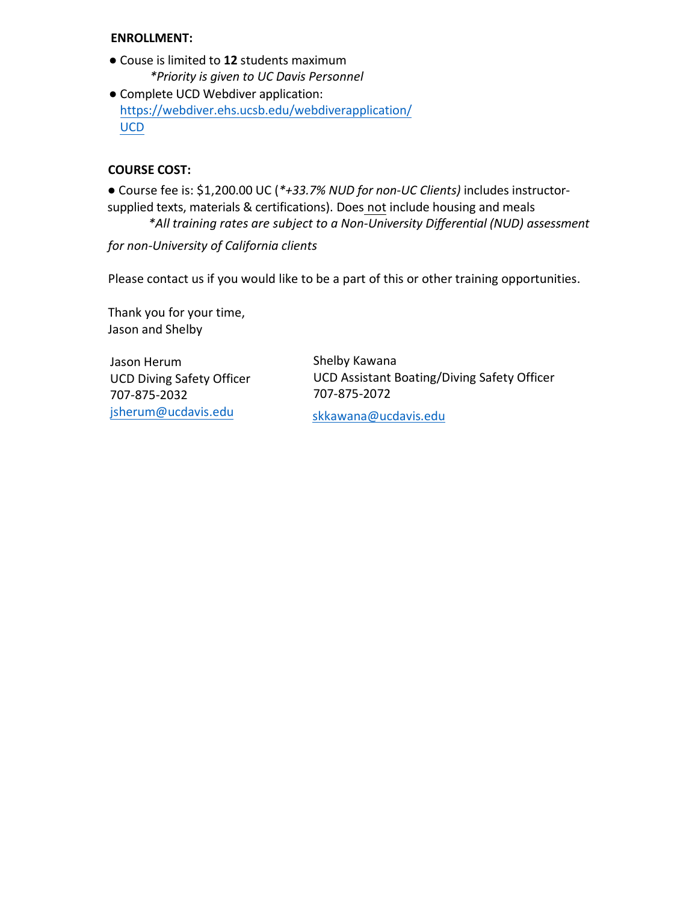**ENROLLMENT:**

- Couse is limited to **12** students maximum

  *\*Priority is given to UC Davis Personnel*
- Complete UCD Webdiver application: [https://webdiver.ehs.ucsb.edu/webdiverapplication/UCD](https://webdiver.ehs.ucsb.edu/webdiverapplication/UCD)

**COURSE COST:**

- Course fee is: $1,200.00 UC (*\*+33.7% NUD for non-UC Clients)* includes instructor-supplied texts, materials & certifications). Does not include housing and meals

  *\*All training rates are subject to a Non-University Differential (NUD) assessment for non-University of California clients*

Please contact us if you would like to be a part of this or other training opportunities.

Thank you for your time,
Jason and Shelby

Jason Herum
UCD Diving Safety Officer
707-875-2032
[jsherum@ucdavis.edu](mailto:jsherum@ucdavis.edu)

Shelby Kawana
UCD Assistant Boating/Diving Safety Officer
707-875-2072
[skkawana@ucdavis.edu](mailto:skkawana@ucdavis.edu)